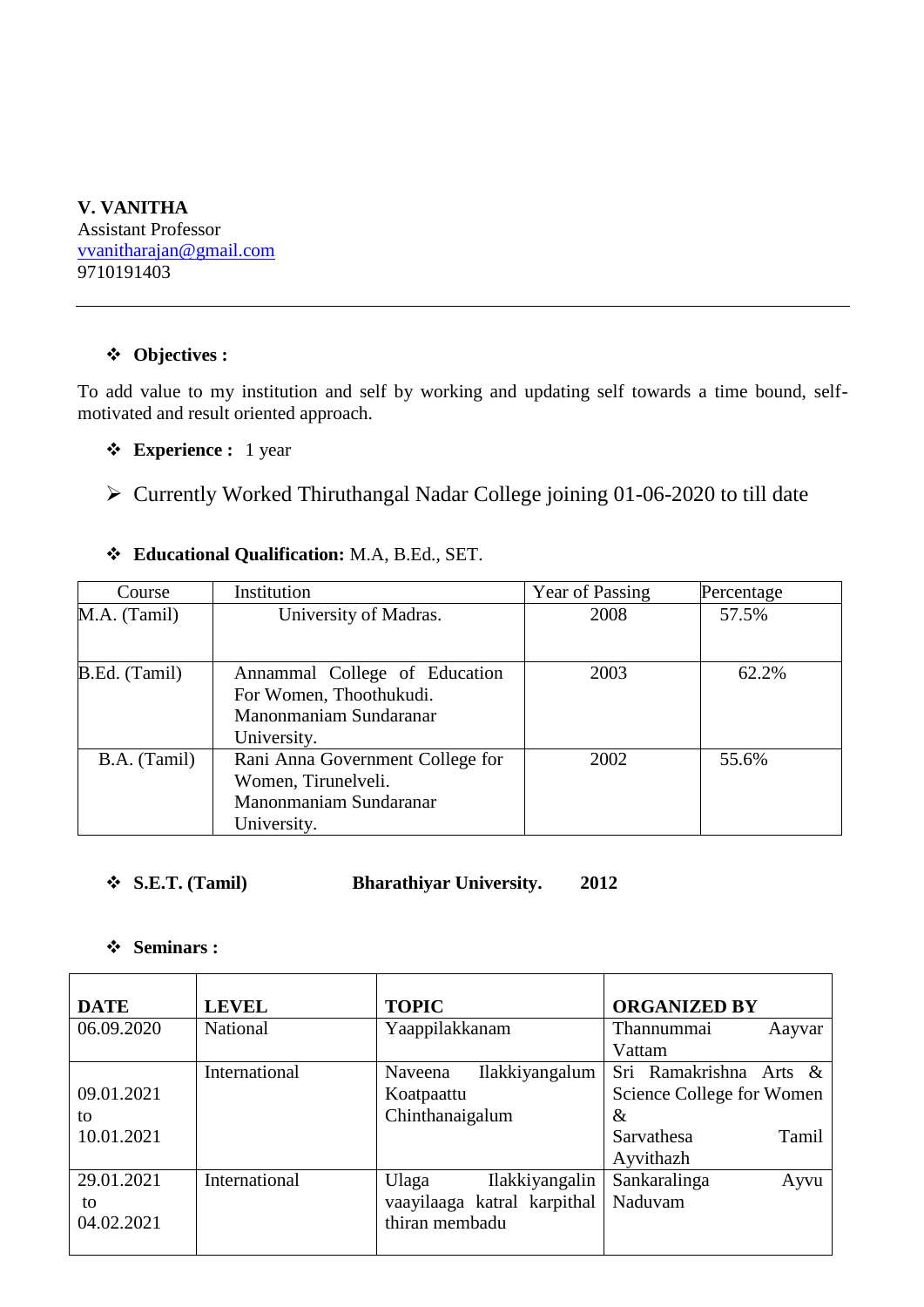**V. VANITHA**
Assistant Professor
vvanitharajan@gmail.com
9710191403

---

- **Objectives :**

To add value to my institution and self by working and updating self towards a time bound, self-motivated and result oriented approach.

- **Experience :** 1 year

- Currently Worked Thiruthangal Nadar College joining 01-06-2020 to till date

- **Educational Qualification:** M.A, B.Ed., SET.

| Course | Institution | Year of Passing | Percentage |
|---|---|---|---|
| M.A. (Tamil) | University of Madras. | 2008 | 57.5% |
| B.Ed. (Tamil) | Annammal College of Education For Women, Thoothukudi. Manonmaniam Sundaranar University. | 2003 | 62.2% |
| B.A. (Tamil) | Rani Anna Government College for Women, Tirunelveli. Manonmaniam Sundaranar University. | 2002 | 55.6% |

- **S.E.T. (Tamil) Bharathiyar University. 2012**

- **Seminars :**

| DATE | LEVEL | TOPIC | ORGANIZED BY |
|---|---|---|---|
| 06.09.2020 | National | Yaappilakkanam | Thannummai Aayvar Vattam |
| 09.01.2021 to 10.01.2021 | International | Naveena Ilakkiyangalum Koatpaattu Chinthanaigalum | Sri Ramakrishna Arts & Science College for Women & Sarvathesa Tamil Ayvithazh |
| 29.01.2021 to 04.02.2021 | International | Ulaga Ilakkiyangalin vaayilaaga katral karpithal thiran membadu | Sankaralinga Ayvu Naduvam |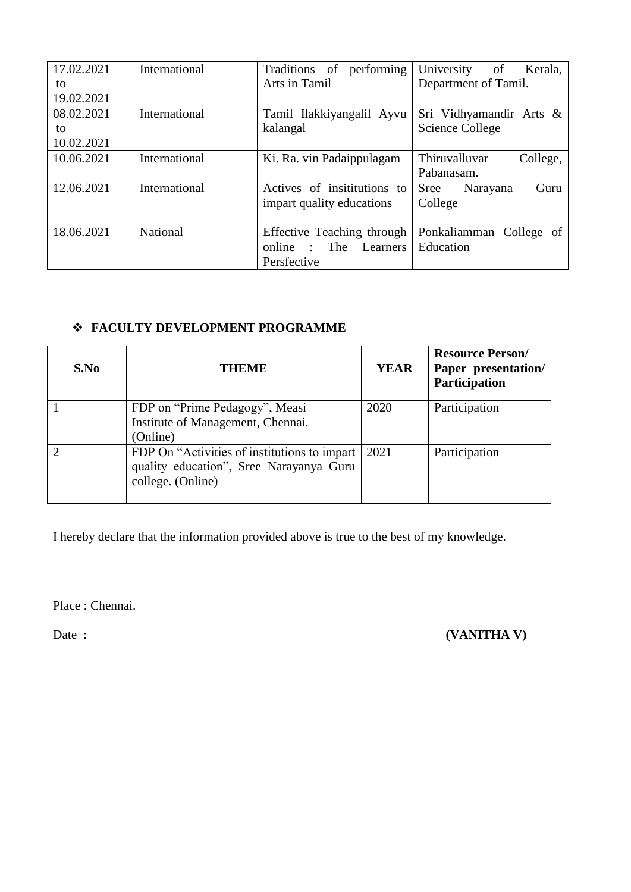| | | | |
|---|---|---|---|
| 17.02.2021 to 19.02.2021 | International | Traditions of performing Arts in Tamil | University of Kerala, Department of Tamil. |
| 08.02.2021 to 10.02.2021 | International | Tamil Ilakkiyangalil Ayvu kalangal | Sri Vidhyamandir Arts & Science College |
| 10.06.2021 | International | Ki. Ra. vin Padaippulagam | Thiruvalluvar College, Pabanasam. |
| 12.06.2021 | International | Actives of insititutions to impart quality educations | Sree Narayana Guru College |
| 18.06.2021 | National | Effective Teaching through online : The Learners Persfective | Ponkaliamman College of Education |

## ❖ FACULTY DEVELOPMENT PROGRAMME

| S.No | THEME | YEAR | Resource Person/ Paper presentation/ Participation |
|---|---|---|---|
| 1 | FDP on "Prime Pedagogy", Measi Institute of Management, Chennai. (Online) | 2020 | Participation |
| 2 | FDP On "Activities of institutions to impart quality education", Sree Narayanya Guru college. (Online) | 2021 | Participation |

I hereby declare that the information provided above is true to the best of my knowledge.

Place : Chennai.

Date :

**(VANITHA V)**